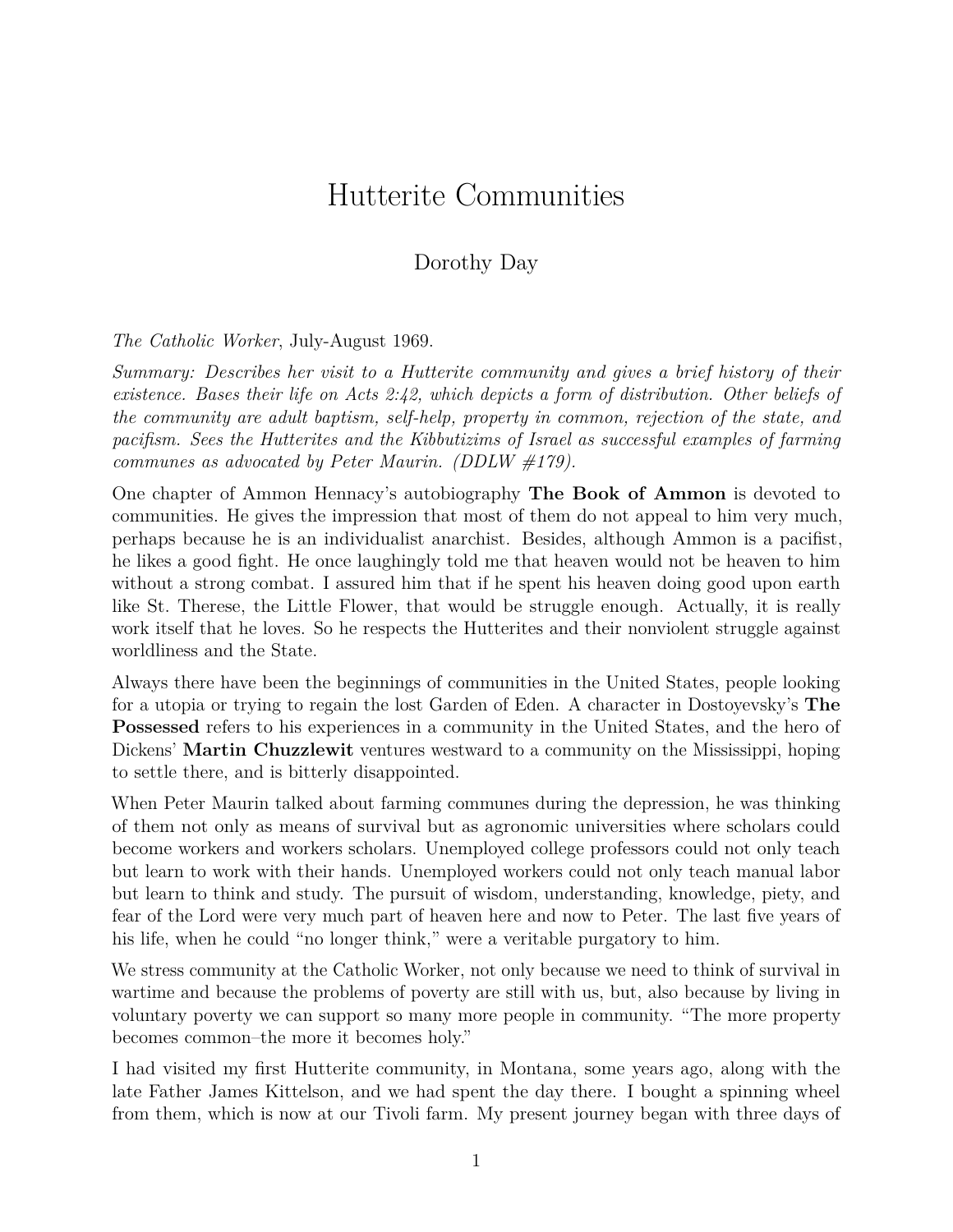# Hutterite Communities

Dorothy Day

*The Catholic Worker*, July-August 1969.

*Summary: Describes her visit to a Hutterite community and gives a brief history of their existence. Bases their life on Acts 2:42, which depicts a form of distribution. Other beliefs of the community are adult baptism, self-help, property in common, rejection of the state, and pacifism. Sees the Hutterites and the Kibbutizims of Israel as successful examples of farming communes as advocated by Peter Maurin. (DDLW #179).*

One chapter of Ammon Hennacy's autobiography **The Book of Ammon** is devoted to communities. He gives the impression that most of them do not appeal to him very much, perhaps because he is an individualist anarchist. Besides, although Ammon is a pacifist, he likes a good fight. He once laughingly told me that heaven would not be heaven to him without a strong combat. I assured him that if he spent his heaven doing good upon earth like St. Therese, the Little Flower, that would be struggle enough. Actually, it is really work itself that he loves. So he respects the Hutterites and their nonviolent struggle against worldliness and the State.

Always there have been the beginnings of communities in the United States, people looking for a utopia or trying to regain the lost Garden of Eden. A character in Dostoyevsky's **The Possessed** refers to his experiences in a community in the United States, and the hero of Dickens' **Martin Chuzzlewit** ventures westward to a community on the Mississippi, hoping to settle there, and is bitterly disappointed.

When Peter Maurin talked about farming communes during the depression, he was thinking of them not only as means of survival but as agronomic universities where scholars could become workers and workers scholars. Unemployed college professors could not only teach but learn to work with their hands. Unemployed workers could not only teach manual labor but learn to think and study. The pursuit of wisdom, understanding, knowledge, piety, and fear of the Lord were very much part of heaven here and now to Peter. The last five years of his life, when he could "no longer think," were a veritable purgatory to him.

We stress community at the Catholic Worker, not only because we need to think of survival in wartime and because the problems of poverty are still with us, but, also because by living in voluntary poverty we can support so many more people in community. "The more property becomes common–the more it becomes holy."

I had visited my first Hutterite community, in Montana, some years ago, along with the late Father James Kittelson, and we had spent the day there. I bought a spinning wheel from them, which is now at our Tivoli farm. My present journey began with three days of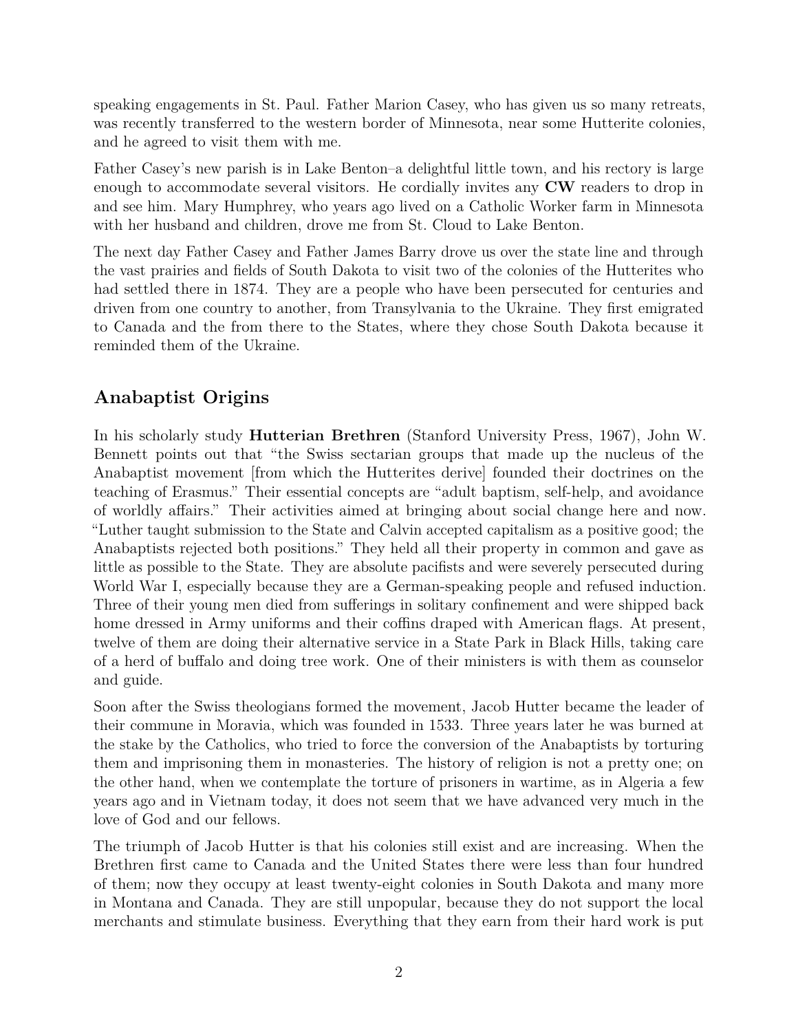speaking engagements in St. Paul. Father Marion Casey, who has given us so many retreats, was recently transferred to the western border of Minnesota, near some Hutterite colonies, and he agreed to visit them with me.

Father Casey's new parish is in Lake Benton–a delightful little town, and his rectory is large enough to accommodate several visitors. He cordially invites any **CW** readers to drop in and see him. Mary Humphrey, who years ago lived on a Catholic Worker farm in Minnesota with her husband and children, drove me from St. Cloud to Lake Benton.

The next day Father Casey and Father James Barry drove us over the state line and through the vast prairies and fields of South Dakota to visit two of the colonies of the Hutterites who had settled there in 1874. They are a people who have been persecuted for centuries and driven from one country to another, from Transylvania to the Ukraine. They first emigrated to Canada and the from there to the States, where they chose South Dakota because it reminded them of the Ukraine.

## Anabaptist Origins

In his scholarly study **Hutterian Brethren** (Stanford University Press, 1967), John W. Bennett points out that "the Swiss sectarian groups that made up the nucleus of the Anabaptist movement [from which the Hutterites derive] founded their doctrines on the teaching of Erasmus." Their essential concepts are "adult baptism, self-help, and avoidance of worldly affairs." Their activities aimed at bringing about social change here and now. "Luther taught submission to the State and Calvin accepted capitalism as a positive good; the Anabaptists rejected both positions." They held all their property in common and gave as little as possible to the State. They are absolute pacifists and were severely persecuted during World War I, especially because they are a German-speaking people and refused induction. Three of their young men died from sufferings in solitary confinement and were shipped back home dressed in Army uniforms and their coffins draped with American flags. At present, twelve of them are doing their alternative service in a State Park in Black Hills, taking care of a herd of buffalo and doing tree work. One of their ministers is with them as counselor and guide.

Soon after the Swiss theologians formed the movement, Jacob Hutter became the leader of their commune in Moravia, which was founded in 1533. Three years later he was burned at the stake by the Catholics, who tried to force the conversion of the Anabaptists by torturing them and imprisoning them in monasteries. The history of religion is not a pretty one; on the other hand, when we contemplate the torture of prisoners in wartime, as in Algeria a few years ago and in Vietnam today, it does not seem that we have advanced very much in the love of God and our fellows.

The triumph of Jacob Hutter is that his colonies still exist and are increasing. When the Brethren first came to Canada and the United States there were less than four hundred of them; now they occupy at least twenty-eight colonies in South Dakota and many more in Montana and Canada. They are still unpopular, because they do not support the local merchants and stimulate business. Everything that they earn from their hard work is put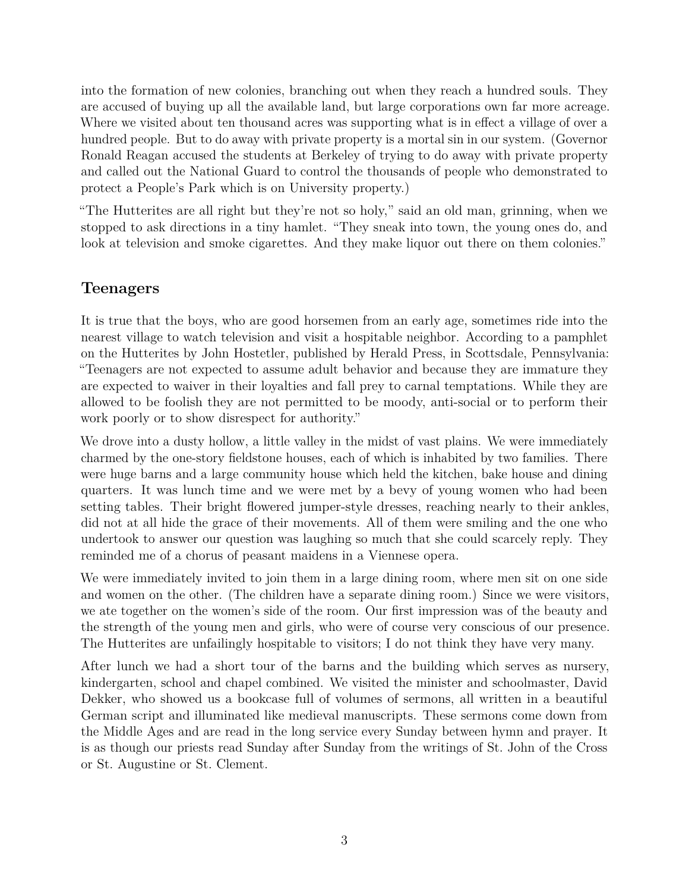into the formation of new colonies, branching out when they reach a hundred souls. They are accused of buying up all the available land, but large corporations own far more acreage. Where we visited about ten thousand acres was supporting what is in effect a village of over a hundred people. But to do away with private property is a mortal sin in our system. (Governor Ronald Reagan accused the students at Berkeley of trying to do away with private property and called out the National Guard to control the thousands of people who demonstrated to protect a People's Park which is on University property.)

"The Hutterites are all right but they're not so holy," said an old man, grinning, when we stopped to ask directions in a tiny hamlet. "They sneak into town, the young ones do, and look at television and smoke cigarettes. And they make liquor out there on them colonies."

## Teenagers

It is true that the boys, who are good horsemen from an early age, sometimes ride into the nearest village to watch television and visit a hospitable neighbor. According to a pamphlet on the Hutterites by John Hostetler, published by Herald Press, in Scottsdale, Pennsylvania: "Teenagers are not expected to assume adult behavior and because they are immature they are expected to waiver in their loyalties and fall prey to carnal temptations. While they are allowed to be foolish they are not permitted to be moody, anti-social or to perform their work poorly or to show disrespect for authority."

We drove into a dusty hollow, a little valley in the midst of vast plains. We were immediately charmed by the one-story fieldstone houses, each of which is inhabited by two families. There were huge barns and a large community house which held the kitchen, bake house and dining quarters. It was lunch time and we were met by a bevy of young women who had been setting tables. Their bright flowered jumper-style dresses, reaching nearly to their ankles, did not at all hide the grace of their movements. All of them were smiling and the one who undertook to answer our question was laughing so much that she could scarcely reply. They reminded me of a chorus of peasant maidens in a Viennese opera.

We were immediately invited to join them in a large dining room, where men sit on one side and women on the other. (The children have a separate dining room.) Since we were visitors, we ate together on the women's side of the room. Our first impression was of the beauty and the strength of the young men and girls, who were of course very conscious of our presence. The Hutterites are unfailingly hospitable to visitors; I do not think they have very many.

After lunch we had a short tour of the barns and the building which serves as nursery, kindergarten, school and chapel combined. We visited the minister and schoolmaster, David Dekker, who showed us a bookcase full of volumes of sermons, all written in a beautiful German script and illuminated like medieval manuscripts. These sermons come down from the Middle Ages and are read in the long service every Sunday between hymn and prayer. It is as though our priests read Sunday after Sunday from the writings of St. John of the Cross or St. Augustine or St. Clement.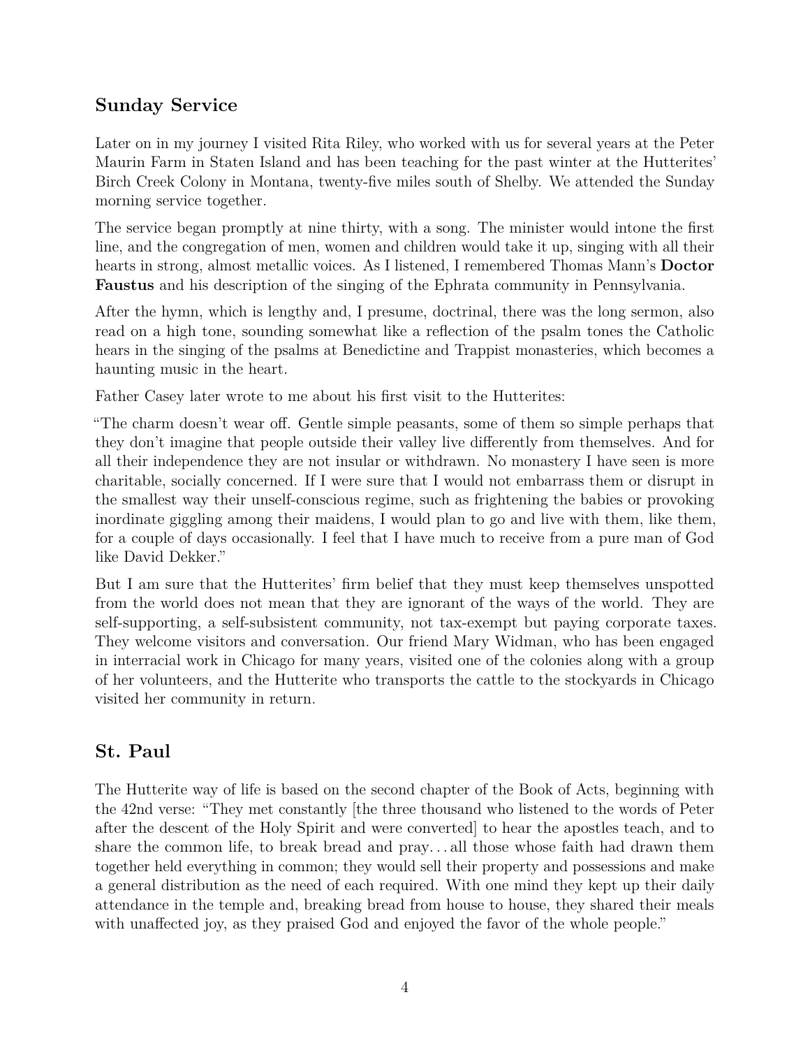## Sunday Service

Later on in my journey I visited Rita Riley, who worked with us for several years at the Peter Maurin Farm in Staten Island and has been teaching for the past winter at the Hutterites' Birch Creek Colony in Montana, twenty-five miles south of Shelby. We attended the Sunday morning service together.

The service began promptly at nine thirty, with a song. The minister would intone the first line, and the congregation of men, women and children would take it up, singing with all their hearts in strong, almost metallic voices. As I listened, I remembered Thomas Mann's **Doctor Faustus** and his description of the singing of the Ephrata community in Pennsylvania.

After the hymn, which is lengthy and, I presume, doctrinal, there was the long sermon, also read on a high tone, sounding somewhat like a reflection of the psalm tones the Catholic hears in the singing of the psalms at Benedictine and Trappist monasteries, which becomes a haunting music in the heart.

Father Casey later wrote to me about his first visit to the Hutterites:

"The charm doesn't wear off. Gentle simple peasants, some of them so simple perhaps that they don't imagine that people outside their valley live differently from themselves. And for all their independence they are not insular or withdrawn. No monastery I have seen is more charitable, socially concerned. If I were sure that I would not embarrass them or disrupt in the smallest way their unself-conscious regime, such as frightening the babies or provoking inordinate giggling among their maidens, I would plan to go and live with them, like them, for a couple of days occasionally. I feel that I have much to receive from a pure man of God like David Dekker."

But I am sure that the Hutterites' firm belief that they must keep themselves unspotted from the world does not mean that they are ignorant of the ways of the world. They are self-supporting, a self-subsistent community, not tax-exempt but paying corporate taxes. They welcome visitors and conversation. Our friend Mary Widman, who has been engaged in interracial work in Chicago for many years, visited one of the colonies along with a group of her volunteers, and the Hutterite who transports the cattle to the stockyards in Chicago visited her community in return.

## St. Paul

The Hutterite way of life is based on the second chapter of the Book of Acts, beginning with the 42nd verse: "They met constantly [the three thousand who listened to the words of Peter after the descent of the Holy Spirit and were converted] to hear the apostles teach, and to share the common life, to break bread and pray... all those whose faith had drawn them together held everything in common; they would sell their property and possessions and make a general distribution as the need of each required. With one mind they kept up their daily attendance in the temple and, breaking bread from house to house, they shared their meals with unaffected joy, as they praised God and enjoyed the favor of the whole people."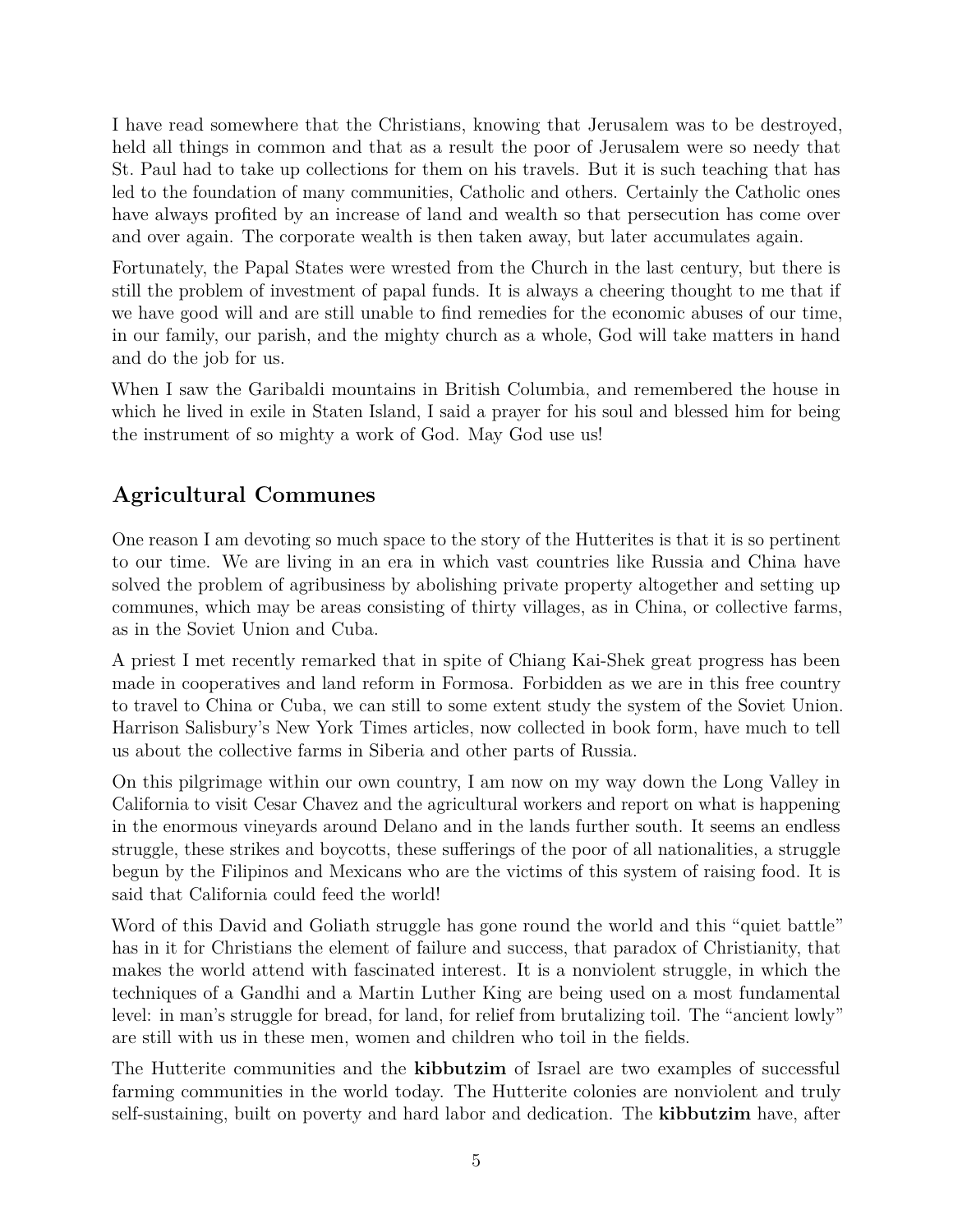I have read somewhere that the Christians, knowing that Jerusalem was to be destroyed, held all things in common and that as a result the poor of Jerusalem were so needy that St. Paul had to take up collections for them on his travels. But it is such teaching that has led to the foundation of many communities, Catholic and others. Certainly the Catholic ones have always profited by an increase of land and wealth so that persecution has come over and over again. The corporate wealth is then taken away, but later accumulates again.

Fortunately, the Papal States were wrested from the Church in the last century, but there is still the problem of investment of papal funds. It is always a cheering thought to me that if we have good will and are still unable to find remedies for the economic abuses of our time, in our family, our parish, and the mighty church as a whole, God will take matters in hand and do the job for us.

When I saw the Garibaldi mountains in British Columbia, and remembered the house in which he lived in exile in Staten Island, I said a prayer for his soul and blessed him for being the instrument of so mighty a work of God. May God use us!

## Agricultural Communes

One reason I am devoting so much space to the story of the Hutterites is that it is so pertinent to our time. We are living in an era in which vast countries like Russia and China have solved the problem of agribusiness by abolishing private property altogether and setting up communes, which may be areas consisting of thirty villages, as in China, or collective farms, as in the Soviet Union and Cuba.

A priest I met recently remarked that in spite of Chiang Kai-Shek great progress has been made in cooperatives and land reform in Formosa. Forbidden as we are in this free country to travel to China or Cuba, we can still to some extent study the system of the Soviet Union. Harrison Salisbury's New York Times articles, now collected in book form, have much to tell us about the collective farms in Siberia and other parts of Russia.

On this pilgrimage within our own country, I am now on my way down the Long Valley in California to visit Cesar Chavez and the agricultural workers and report on what is happening in the enormous vineyards around Delano and in the lands further south. It seems an endless struggle, these strikes and boycotts, these sufferings of the poor of all nationalities, a struggle begun by the Filipinos and Mexicans who are the victims of this system of raising food. It is said that California could feed the world!

Word of this David and Goliath struggle has gone round the world and this "quiet battle" has in it for Christians the element of failure and success, that paradox of Christianity, that makes the world attend with fascinated interest. It is a nonviolent struggle, in which the techniques of a Gandhi and a Martin Luther King are being used on a most fundamental level: in man's struggle for bread, for land, for relief from brutalizing toil. The "ancient lowly" are still with us in these men, women and children who toil in the fields.

The Hutterite communities and the **kibbutzim** of Israel are two examples of successful farming communities in the world today. The Hutterite colonies are nonviolent and truly self-sustaining, built on poverty and hard labor and dedication. The **kibbutzim** have, after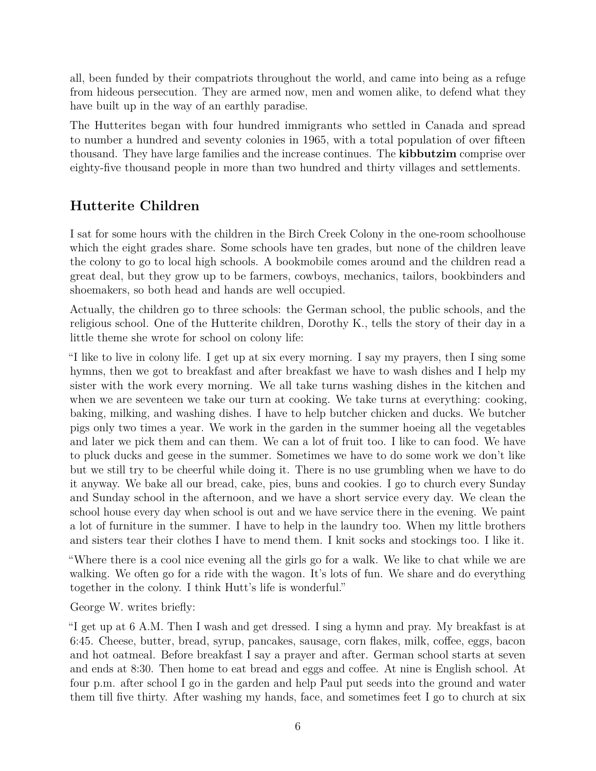all, been funded by their compatriots throughout the world, and came into being as a refuge from hideous persecution. They are armed now, men and women alike, to defend what they have built up in the way of an earthly paradise.

The Hutterites began with four hundred immigrants who settled in Canada and spread to number a hundred and seventy colonies in 1965, with a total population of over fifteen thousand. They have large families and the increase continues. The **kibbutzim** comprise over eighty-five thousand people in more than two hundred and thirty villages and settlements.

## Hutterite Children

I sat for some hours with the children in the Birch Creek Colony in the one-room schoolhouse which the eight grades share. Some schools have ten grades, but none of the children leave the colony to go to local high schools. A bookmobile comes around and the children read a great deal, but they grow up to be farmers, cowboys, mechanics, tailors, bookbinders and shoemakers, so both head and hands are well occupied.

Actually, the children go to three schools: the German school, the public schools, and the religious school. One of the Hutterite children, Dorothy K., tells the story of their day in a little theme she wrote for school on colony life:

"I like to live in colony life. I get up at six every morning. I say my prayers, then I sing some hymns, then we got to breakfast and after breakfast we have to wash dishes and I help my sister with the work every morning. We all take turns washing dishes in the kitchen and when we are seventeen we take our turn at cooking. We take turns at everything: cooking, baking, milking, and washing dishes. I have to help butcher chicken and ducks. We butcher pigs only two times a year. We work in the garden in the summer hoeing all the vegetables and later we pick them and can them. We can a lot of fruit too. I like to can food. We have to pluck ducks and geese in the summer. Sometimes we have to do some work we don't like but we still try to be cheerful while doing it. There is no use grumbling when we have to do it anyway. We bake all our bread, cake, pies, buns and cookies. I go to church every Sunday and Sunday school in the afternoon, and we have a short service every day. We clean the school house every day when school is out and we have service there in the evening. We paint a lot of furniture in the summer. I have to help in the laundry too. When my little brothers and sisters tear their clothes I have to mend them. I knit socks and stockings too. I like it.

"Where there is a cool nice evening all the girls go for a walk. We like to chat while we are walking. We often go for a ride with the wagon. It's lots of fun. We share and do everything together in the colony. I think Hutt's life is wonderful."

George W. writes briefly:

"I get up at 6 A.M. Then I wash and get dressed. I sing a hymn and pray. My breakfast is at 6:45. Cheese, butter, bread, syrup, pancakes, sausage, corn flakes, milk, coffee, eggs, bacon and hot oatmeal. Before breakfast I say a prayer and after. German school starts at seven and ends at 8:30. Then home to eat bread and eggs and coffee. At nine is English school. At four p.m. after school I go in the garden and help Paul put seeds into the ground and water them till five thirty. After washing my hands, face, and sometimes feet I go to church at six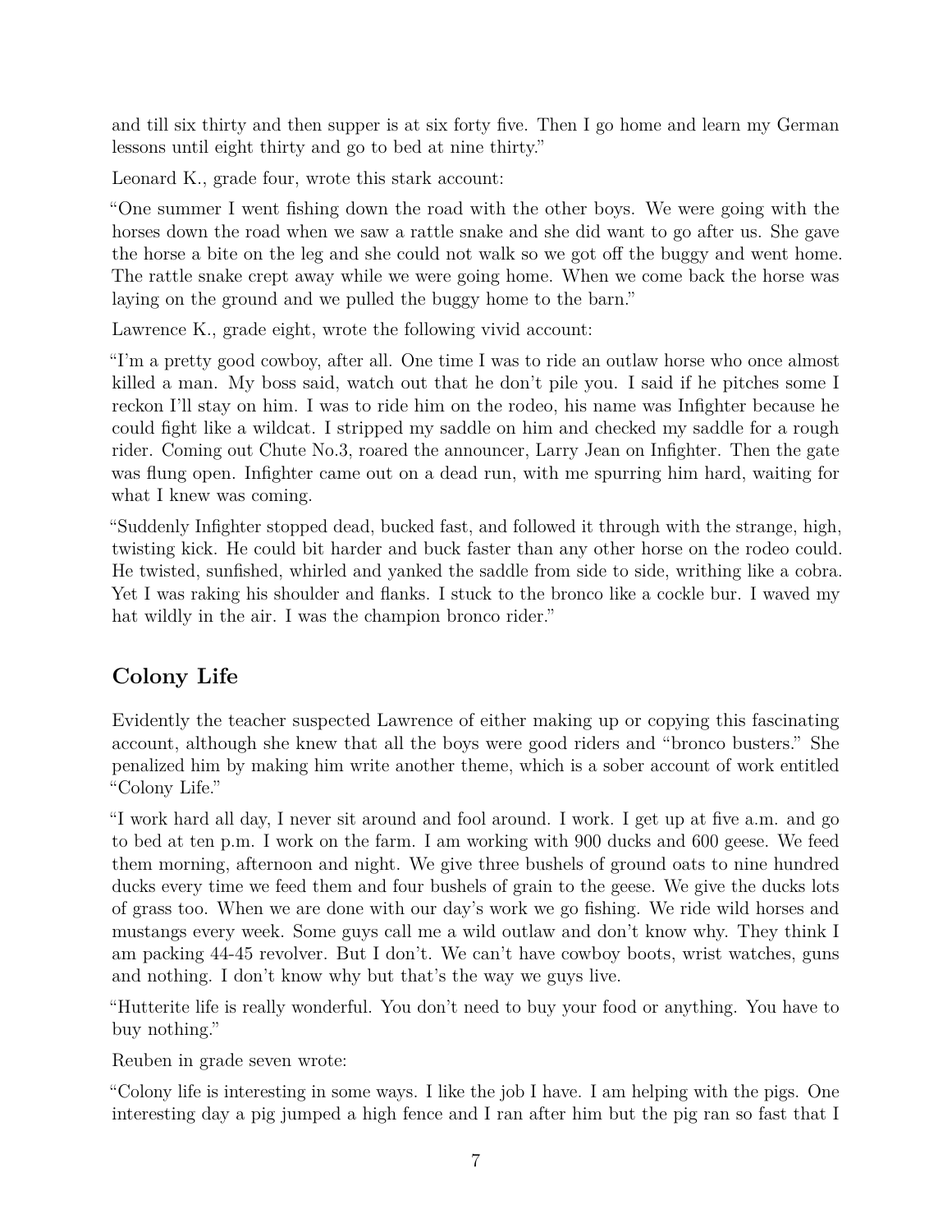and till six thirty and then supper is at six forty five. Then I go home and learn my German lessons until eight thirty and go to bed at nine thirty."

Leonard K., grade four, wrote this stark account:

"One summer I went fishing down the road with the other boys. We were going with the horses down the road when we saw a rattle snake and she did want to go after us. She gave the horse a bite on the leg and she could not walk so we got off the buggy and went home. The rattle snake crept away while we were going home. When we come back the horse was laying on the ground and we pulled the buggy home to the barn."

Lawrence K., grade eight, wrote the following vivid account:

"I'm a pretty good cowboy, after all. One time I was to ride an outlaw horse who once almost killed a man. My boss said, watch out that he don't pile you. I said if he pitches some I reckon I'll stay on him. I was to ride him on the rodeo, his name was Infighter because he could fight like a wildcat. I stripped my saddle on him and checked my saddle for a rough rider. Coming out Chute No.3, roared the announcer, Larry Jean on Infighter. Then the gate was flung open. Infighter came out on a dead run, with me spurring him hard, waiting for what I knew was coming.

"Suddenly Infighter stopped dead, bucked fast, and followed it through with the strange, high, twisting kick. He could bit harder and buck faster than any other horse on the rodeo could. He twisted, sunfished, whirled and yanked the saddle from side to side, writhing like a cobra. Yet I was raking his shoulder and flanks. I stuck to the bronco like a cockle bur. I waved my hat wildly in the air. I was the champion bronco rider."

## Colony Life

Evidently the teacher suspected Lawrence of either making up or copying this fascinating account, although she knew that all the boys were good riders and "bronco busters." She penalized him by making him write another theme, which is a sober account of work entitled "Colony Life."

"I work hard all day, I never sit around and fool around. I work. I get up at five a.m. and go to bed at ten p.m. I work on the farm. I am working with 900 ducks and 600 geese. We feed them morning, afternoon and night. We give three bushels of ground oats to nine hundred ducks every time we feed them and four bushels of grain to the geese. We give the ducks lots of grass too. When we are done with our day's work we go fishing. We ride wild horses and mustangs every week. Some guys call me a wild outlaw and don't know why. They think I am packing 44-45 revolver. But I don't. We can't have cowboy boots, wrist watches, guns and nothing. I don't know why but that's the way we guys live.

"Hutterite life is really wonderful. You don't need to buy your food or anything. You have to buy nothing."

Reuben in grade seven wrote:

"Colony life is interesting in some ways. I like the job I have. I am helping with the pigs. One interesting day a pig jumped a high fence and I ran after him but the pig ran so fast that I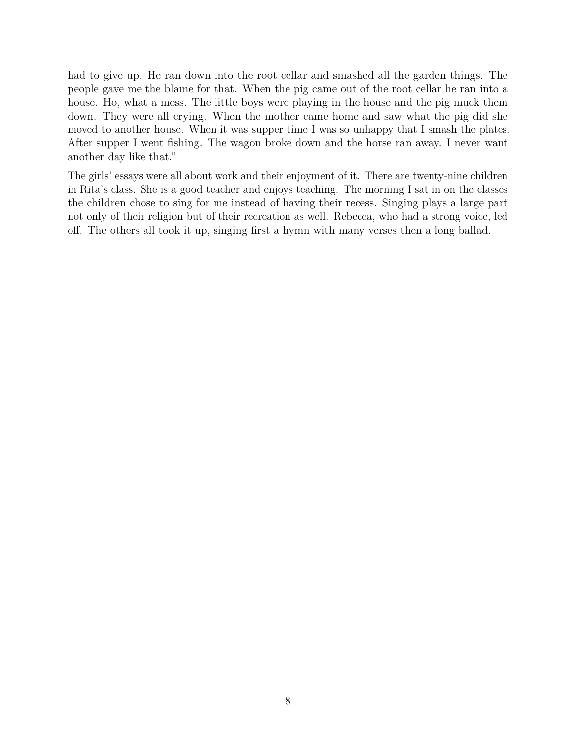had to give up. He ran down into the root cellar and smashed all the garden things. The people gave me the blame for that. When the pig came out of the root cellar he ran into a house. Ho, what a mess. The little boys were playing in the house and the pig muck them down. They were all crying. When the mother came home and saw what the pig did she moved to another house. When it was supper time I was so unhappy that I smash the plates. After supper I went fishing. The wagon broke down and the horse ran away. I never want another day like that."

The girls' essays were all about work and their enjoyment of it. There are twenty-nine children in Rita's class. She is a good teacher and enjoys teaching. The morning I sat in on the classes the children chose to sing for me instead of having their recess. Singing plays a large part not only of their religion but of their recreation as well. Rebecca, who had a strong voice, led off. The others all took it up, singing first a hymn with many verses then a long ballad.